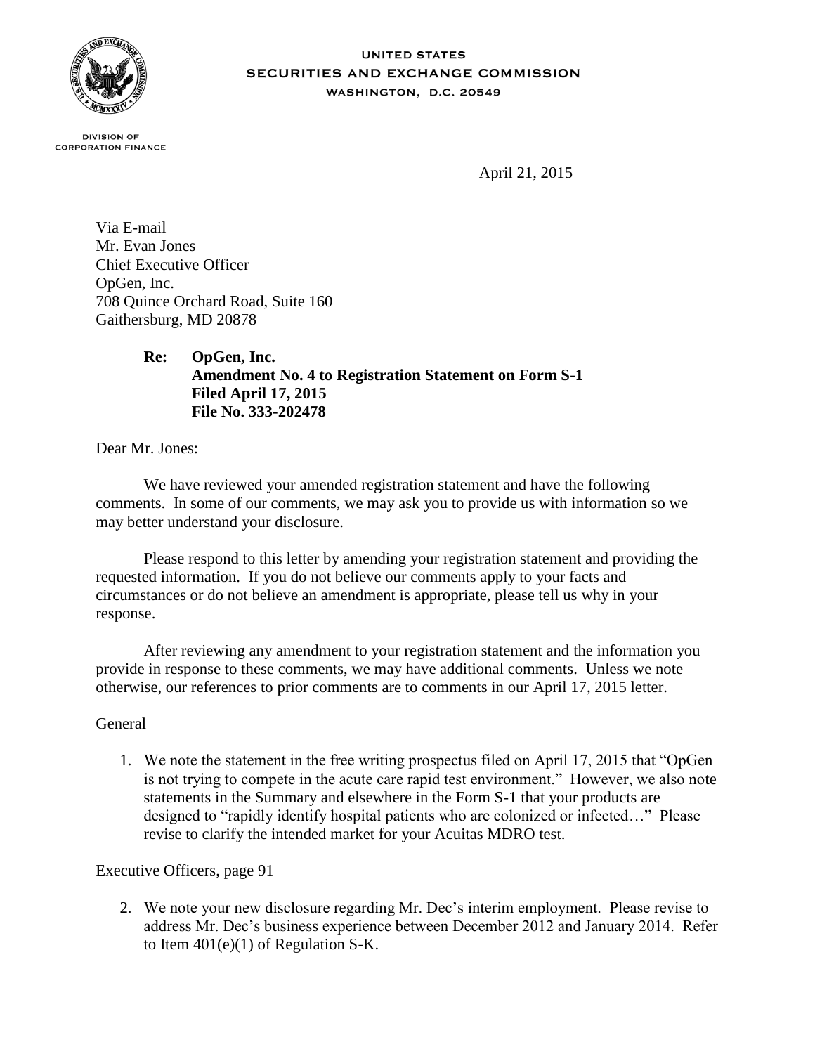UNITED STATES
SECURITIES AND EXCHANGE COMMISSION
WASHINGTON, D.C. 20549

DIVISION OF
CORPORATION FINANCE

April 21, 2015

Via E-mail
Mr. Evan Jones
Chief Executive Officer
OpGen, Inc.
708 Quince Orchard Road, Suite 160
Gaithersburg, MD 20878

**Re: OpGen, Inc.**
**Amendment No. 4 to Registration Statement on Form S-1**
**Filed April 17, 2015**
**File No. 333-202478**

Dear Mr. Jones:

We have reviewed your amended registration statement and have the following comments. In some of our comments, we may ask you to provide us with information so we may better understand your disclosure.

Please respond to this letter by amending your registration statement and providing the requested information. If you do not believe our comments apply to your facts and circumstances or do not believe an amendment is appropriate, please tell us why in your response.

After reviewing any amendment to your registration statement and the information you provide in response to these comments, we may have additional comments. Unless we note otherwise, our references to prior comments are to comments in our April 17, 2015 letter.

General

1. We note the statement in the free writing prospectus filed on April 17, 2015 that "OpGen is not trying to compete in the acute care rapid test environment." However, we also note statements in the Summary and elsewhere in the Form S-1 that your products are designed to "rapidly identify hospital patients who are colonized or infected…" Please revise to clarify the intended market for your Acuitas MDRO test.

Executive Officers, page 91

2. We note your new disclosure regarding Mr. Dec's interim employment. Please revise to address Mr. Dec's business experience between December 2012 and January 2014. Refer to Item 401(e)(1) of Regulation S-K.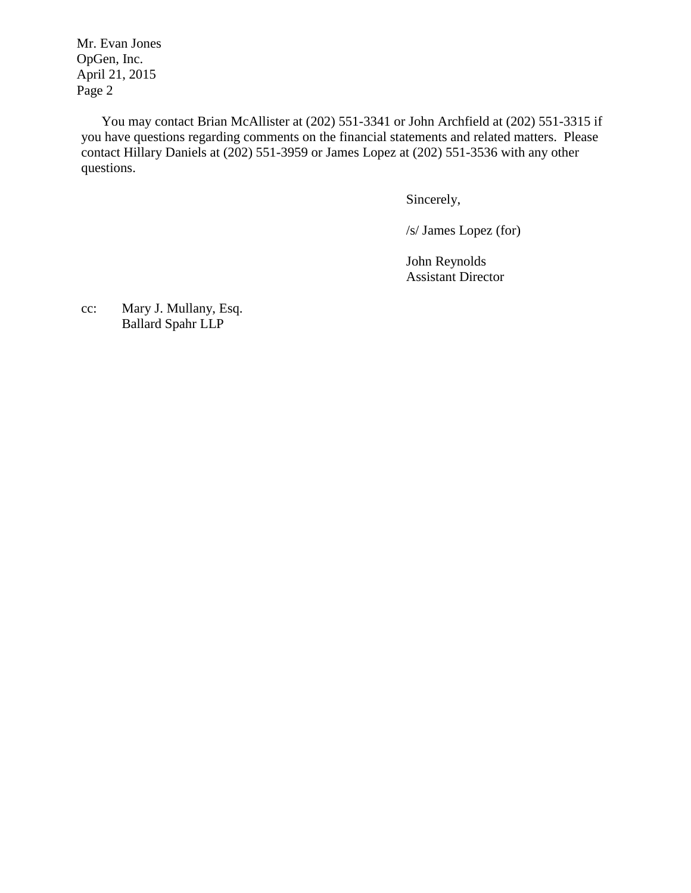Mr. Evan Jones
OpGen, Inc.
April 21, 2015

You may contact Brian McAllister at (202) 551-3341 or John Archfield at (202) 551-3315 if you have questions regarding comments on the financial statements and related matters. Please contact Hillary Daniels at (202) 551-3959 or James Lopez at (202) 551-3536 with any other questions.

Sincerely,

/s/ James Lopez (for)

John Reynolds
Assistant Director

cc: Mary J. Mullany, Esq.
Ballard Spahr LLP